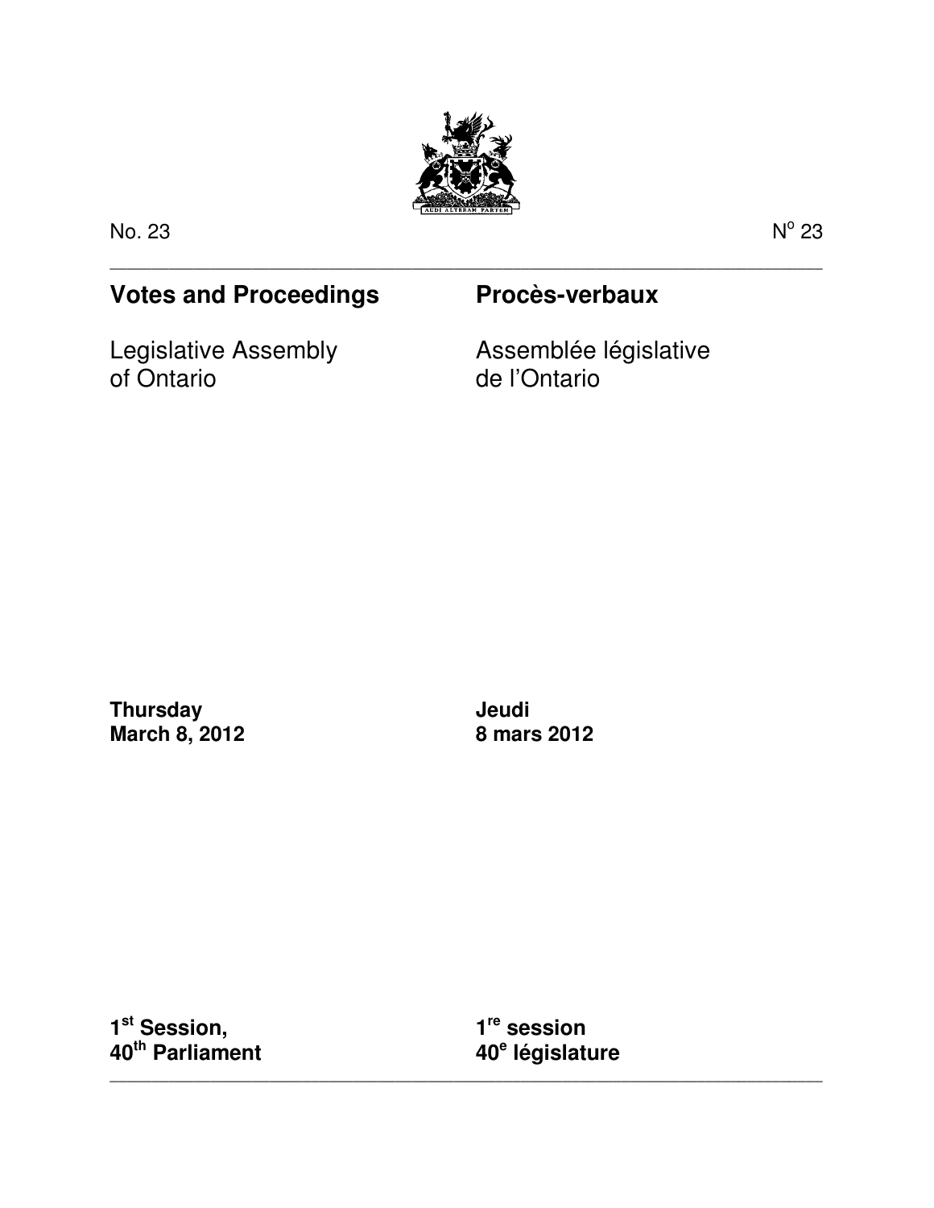No. 23 N° 23

## Votes and Proceedings

Legislative Assembly of Ontario

## Procès-verbaux

Assemblée législative de l'Ontario

**Thursday**
**March 8, 2012**

**Jeudi**
**8 mars 2012**

**1st Session,**
**40th Parliament**

**1re session**
**40e législature**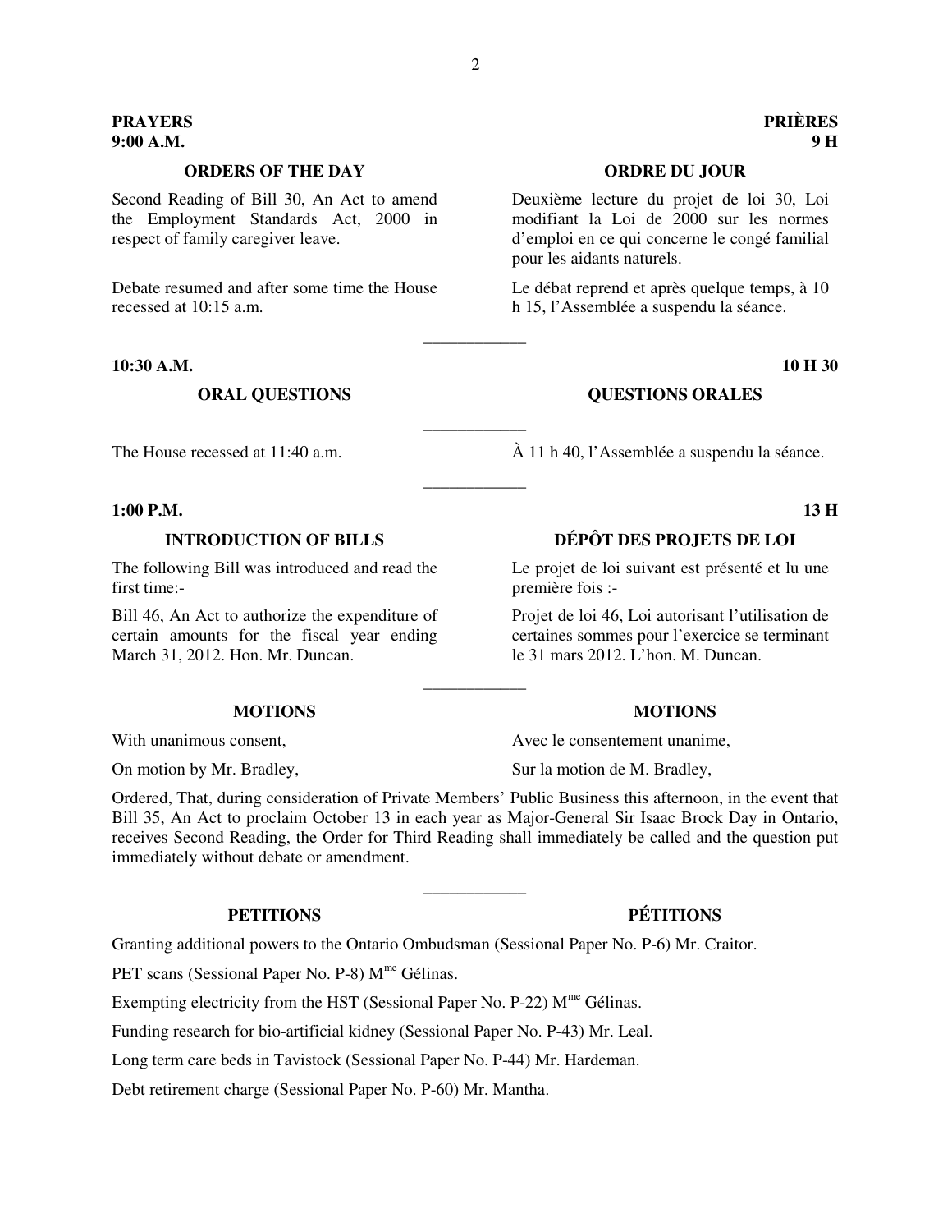**PRAYERS**
**9:00 A.M.**

**PRIÈRES**
**9 H**

### ORDERS OF THE DAY

Second Reading of Bill 30, An Act to amend the Employment Standards Act, 2000 in respect of family caregiver leave.

Debate resumed and after some time the House recessed at 10:15 a.m.

### ORDRE DU JOUR

Deuxième lecture du projet de loi 30, Loi modifiant la Loi de 2000 sur les normes d'emploi en ce qui concerne le congé familial pour les aidants naturels.

Le débat reprend et après quelque temps, à 10 h 15, l'Assemblée a suspendu la séance.

---

**10:30 A.M.**

**10 H 30**

### ORAL QUESTIONS

### QUESTIONS ORALES

---

The House recessed at 11:40 a.m.

À 11 h 40, l'Assemblée a suspendu la séance.

---

**1:00 P.M.**

**13 H**

### INTRODUCTION OF BILLS

The following Bill was introduced and read the first time:-

Bill 46, An Act to authorize the expenditure of certain amounts for the fiscal year ending March 31, 2012. Hon. Mr. Duncan.

### DÉPÔT DES PROJETS DE LOI

Le projet de loi suivant est présenté et lu une première fois :-

Projet de loi 46, Loi autorisant l'utilisation de certaines sommes pour l'exercice se terminant le 31 mars 2012. L'hon. M. Duncan.

---

### MOTIONS

### MOTIONS

With unanimous consent,

On motion by Mr. Bradley,

Avec le consentement unanime,

Sur la motion de M. Bradley,

Ordered, That, during consideration of Private Members' Public Business this afternoon, in the event that Bill 35, An Act to proclaim October 13 in each year as Major-General Sir Isaac Brock Day in Ontario, receives Second Reading, the Order for Third Reading shall immediately be called and the question put immediately without debate or amendment.

---

### PETITIONS

### PÉTITIONS

Granting additional powers to the Ontario Ombudsman (Sessional Paper No. P-6) Mr. Craitor.

PET scans (Sessional Paper No. P-8) M^me^ Gélinas.

Exempting electricity from the HST (Sessional Paper No. P-22) M^me^ Gélinas.

Funding research for bio-artificial kidney (Sessional Paper No. P-43) Mr. Leal.

Long term care beds in Tavistock (Sessional Paper No. P-44) Mr. Hardeman.

Debt retirement charge (Sessional Paper No. P-60) Mr. Mantha.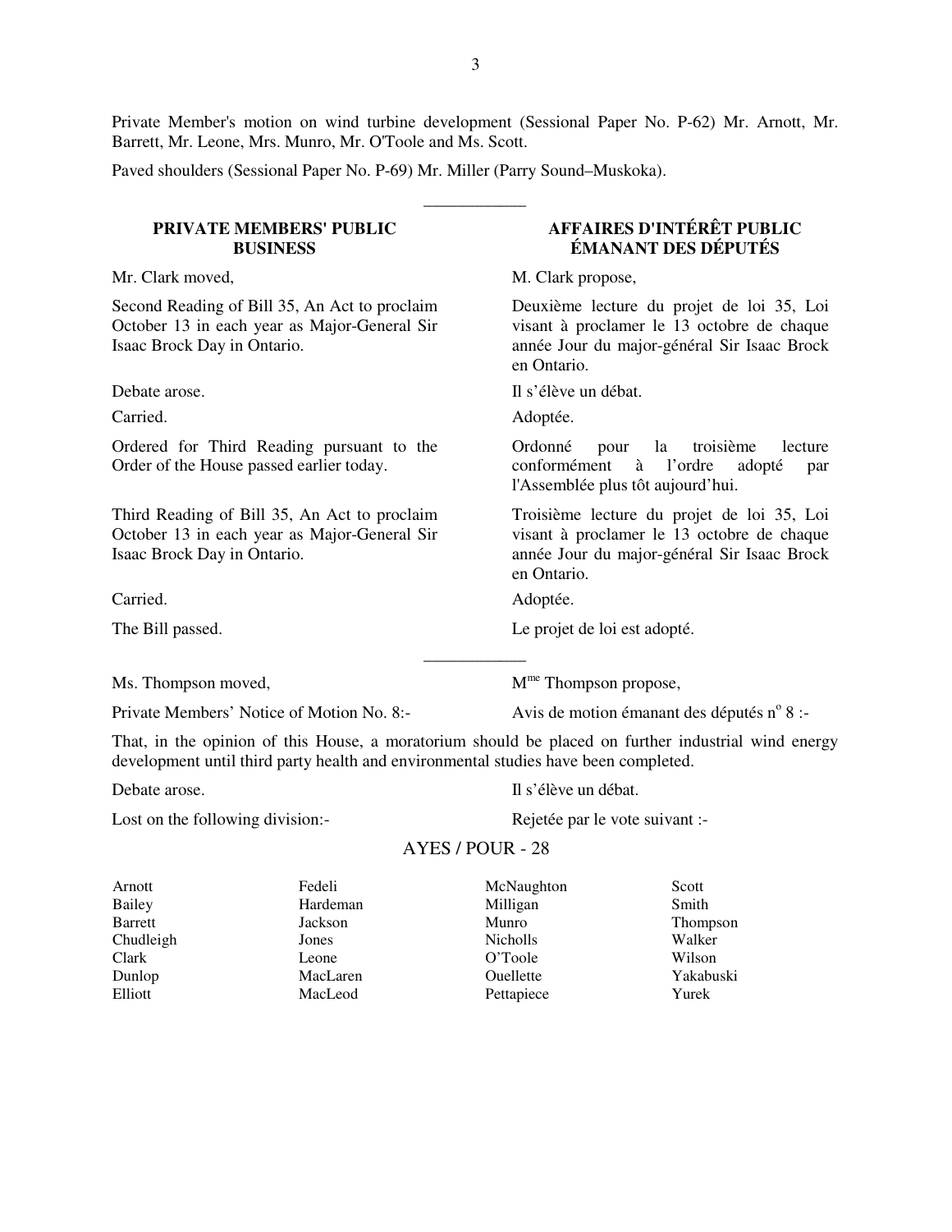Private Member's motion on wind turbine development (Sessional Paper No. P-62) Mr. Arnott, Mr. Barrett, Mr. Leone, Mrs. Munro, Mr. O'Toole and Ms. Scott.

Paved shoulders (Sessional Paper No. P-69) Mr. Miller (Parry Sound–Muskoka).

---

## PRIVATE MEMBERS' PUBLIC BUSINESS

Mr. Clark moved,

Second Reading of Bill 35, An Act to proclaim October 13 in each year as Major-General Sir Isaac Brock Day in Ontario.

Debate arose.

Carried.

Ordered for Third Reading pursuant to the Order of the House passed earlier today.

Third Reading of Bill 35, An Act to proclaim October 13 in each year as Major-General Sir Isaac Brock Day in Ontario.

Carried.

The Bill passed.

## AFFAIRES D'INTÉRÊT PUBLIC ÉMANANT DES DÉPUTÉS

M. Clark propose,

Deuxième lecture du projet de loi 35, Loi visant à proclamer le 13 octobre de chaque année Jour du major-général Sir Isaac Brock en Ontario.

Il s'élève un débat.

Adoptée.

Ordonné pour la troisième lecture conformément à l'ordre adopté par l'Assemblée plus tôt aujourd'hui.

Troisième lecture du projet de loi 35, Loi visant à proclamer le 13 octobre de chaque année Jour du major-général Sir Isaac Brock en Ontario.

Adoptée.

Le projet de loi est adopté.

---

Ms. Thompson moved,

Private Members' Notice of Motion No. 8:-

Mme Thompson propose,

Avis de motion émanant des députés no 8 :-

That, in the opinion of this House, a moratorium should be placed on further industrial wind energy development until third party health and environmental studies have been completed.

Debate arose.

Lost on the following division:-

Il s'élève un débat.

Rejetée par le vote suivant :-

AYES / POUR - 28

| | | | |
|---|---|---|---|
| Arnott | Fedeli | McNaughton | Scott |
| Bailey | Hardeman | Milligan | Smith |
| Barrett | Jackson | Munro | Thompson |
| Chudleigh | Jones | Nicholls | Walker |
| Clark | Leone | O'Toole | Wilson |
| Dunlop | MacLaren | Ouellette | Yakabuski |
| Elliott | MacLeod | Pettapiece | Yurek |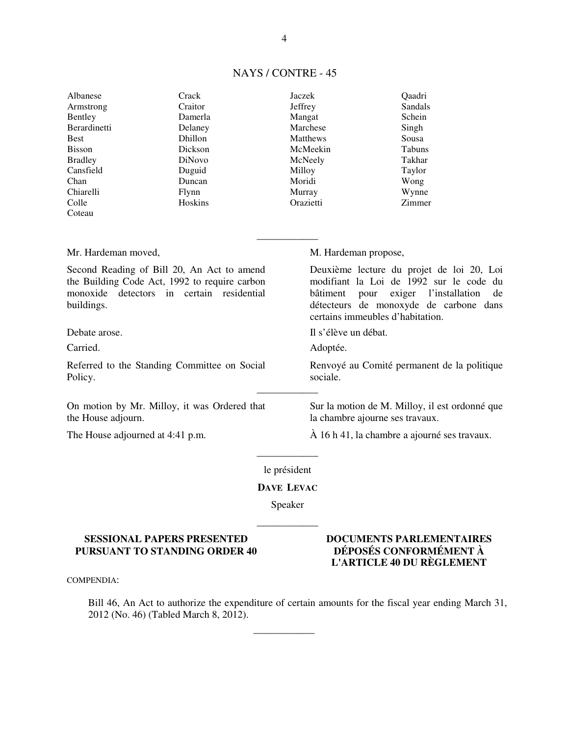## NAYS / CONTRE - 45

| | | | |
|---|---|---|---|
| Albanese | Crack | Jaczek | Qaadri |
| Armstrong | Craitor | Jeffrey | Sandals |
| Bentley | Damerla | Mangat | Schein |
| Berardinetti | Delaney | Marchese | Singh |
| Best | Dhillon | Matthews | Sousa |
| Bisson | Dickson | McMeekin | Tabuns |
| Bradley | DiNovo | McNeely | Takhar |
| Cansfield | Duguid | Milloy | Taylor |
| Chan | Duncan | Moridi | Wong |
| Chiarelli | Flynn | Murray | Wynne |
| Colle | Hoskins | Orazietti | Zimmer |
| Coteau | | | |

---

Mr. Hardeman moved,

Second Reading of Bill 20, An Act to amend the Building Code Act, 1992 to require carbon monoxide detectors in certain residential buildings.

Debate arose.

Carried.

Referred to the Standing Committee on Social Policy.

M. Hardeman propose,

Deuxième lecture du projet de loi 20, Loi modifiant la Loi de 1992 sur le code du bâtiment pour exiger l'installation de détecteurs de monoxyde de carbone dans certains immeubles d'habitation.

Il s'élève un débat.

Adoptée.

Renvoyé au Comité permanent de la politique sociale.

---

On motion by Mr. Milloy, it was Ordered that the House adjourn.

The House adjourned at 4:41 p.m.

Sur la motion de M. Milloy, il est ordonné que la chambre ajourne ses travaux.

À 16 h 41, la chambre a ajourné ses travaux.

---

le président

**DAVE LEVAC**

Speaker

---

## SESSIONAL PAPERS PRESENTED PURSUANT TO STANDING ORDER 40

## DOCUMENTS PARLEMENTAIRES DÉPOSÉS CONFORMÉMENT À L'ARTICLE 40 DU RÈGLEMENT

COMPENDIA:

Bill 46, An Act to authorize the expenditure of certain amounts for the fiscal year ending March 31, 2012 (No. 46) (Tabled March 8, 2012).

---